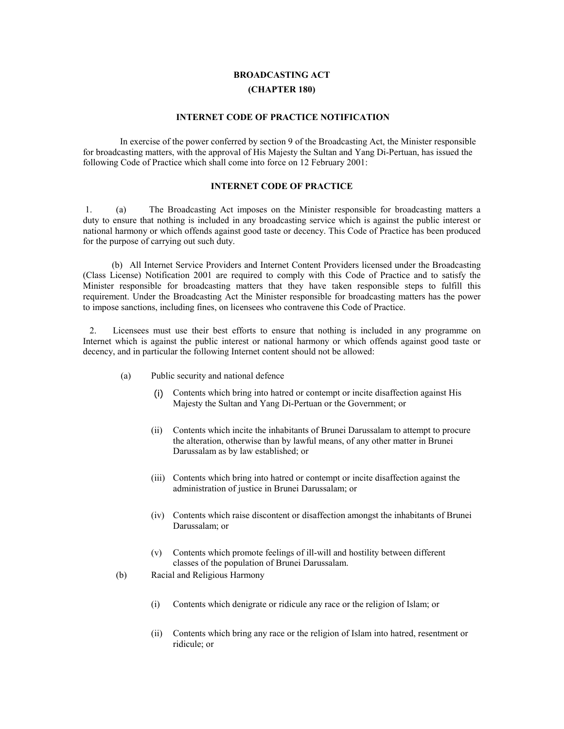# BROADCASTING ACT
## (CHAPTER 180)

### INTERNET CODE OF PRACTICE NOTIFICATION

In exercise of the power conferred by section 9 of the Broadcasting Act, the Minister responsible for broadcasting matters, with the approval of His Majesty the Sultan and Yang Di-Pertuan, has issued the following Code of Practice which shall come into force on 12 February 2001:

### INTERNET CODE OF PRACTICE

1. (a) The Broadcasting Act imposes on the Minister responsible for broadcasting matters a duty to ensure that nothing is included in any broadcasting service which is against the public interest or national harmony or which offends against good taste or decency. This Code of Practice has been produced for the purpose of carrying out such duty.

   (b) All Internet Service Providers and Internet Content Providers licensed under the Broadcasting (Class License) Notification 2001 are required to comply with this Code of Practice and to satisfy the Minister responsible for broadcasting matters that they have taken responsible steps to fulfill this requirement. Under the Broadcasting Act the Minister responsible for broadcasting matters has the power to impose sanctions, including fines, on licensees who contravene this Code of Practice.

2. Licensees must use their best efforts to ensure that nothing is included in any programme on Internet which is against the public interest or national harmony or which offends against good taste or decency, and in particular the following Internet content should not be allowed:

   (a) Public security and national defence

   - (i) Contents which bring into hatred or contempt or incite disaffection against His Majesty the Sultan and Yang Di-Pertuan or the Government; or
   - (ii) Contents which incite the inhabitants of Brunei Darussalam to attempt to procure the alteration, otherwise than by lawful means, of any other matter in Brunei Darussalam as by law established; or
   - (iii) Contents which bring into hatred or contempt or incite disaffection against the administration of justice in Brunei Darussalam; or
   - (iv) Contents which raise discontent or disaffection amongst the inhabitants of Brunei Darussalam; or
   - (v) Contents which promote feelings of ill-will and hostility between different classes of the population of Brunei Darussalam.

   (b) Racial and Religious Harmony

   - (i) Contents which denigrate or ridicule any race or the religion of Islam; or
   - (ii) Contents which bring any race or the religion of Islam into hatred, resentment or ridicule; or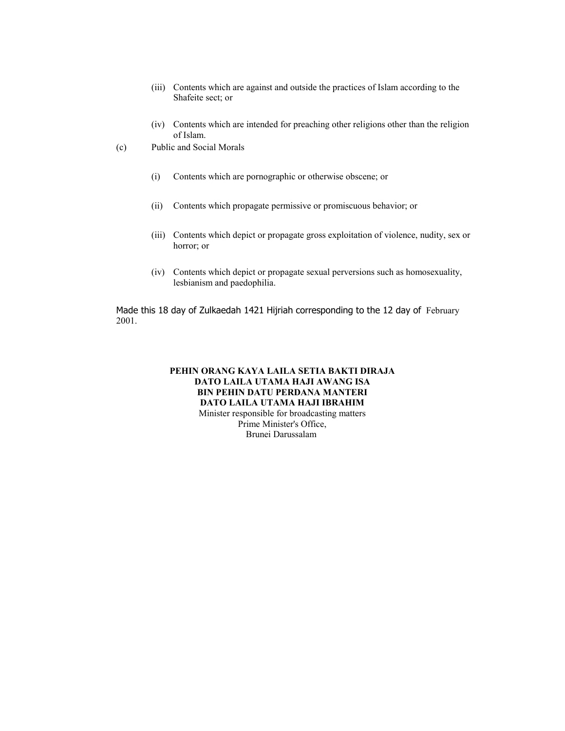(iii) Contents which are against and outside the practices of Islam according to the Shafeite sect; or

(iv) Contents which are intended for preaching other religions other than the religion of Islam.

(c) Public and Social Morals

(i) Contents which are pornographic or otherwise obscene; or

(ii) Contents which propagate permissive or promiscuous behavior; or

(iii) Contents which depict or propagate gross exploitation of violence, nudity, sex or horror; or

(iv) Contents which depict or propagate sexual perversions such as homosexuality, lesbianism and paedophilia.

Made this 18 day of Zulkaedah 1421 Hijriah corresponding to the 12 day of February 2001.

**PEHIN ORANG KAYA LAILA SETIA BAKTI DIRAJA**
**DATO LAILA UTAMA HAJI AWANG ISA**
**BIN PEHIN DATU PERDANA MANTERI**
**DATO LAILA UTAMA HAJI IBRAHIM**
Minister responsible for broadcasting matters
Prime Minister's Office,
Brunei Darussalam